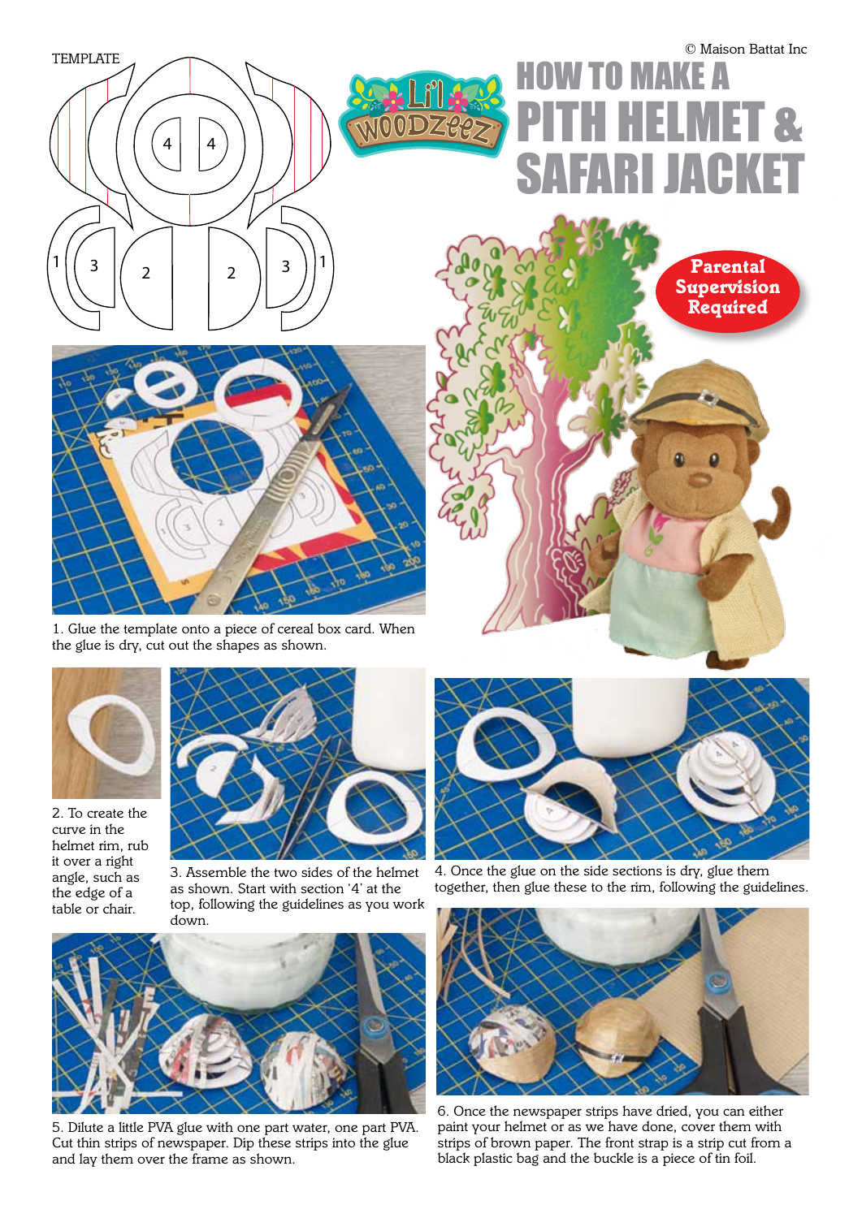© Maison Battat Inc

# HOW TO MAKE A PITH HELMET & SAFARI JACKET

TEMPLATE

Parental Supervision Required

1. Glue the template onto a piece of cereal box card. When the glue is dry, cut out the shapes as shown.

2. To create the curve in the helmet rim, rub it over a right angle, such as the edge of a table or chair.

3. Assemble the two sides of the helmet as shown. Start with section '4' at the top, following the guidelines as you work down.

4. Once the glue on the side sections is dry, glue them together, then glue these to the rim, following the guidelines.

5. Dilute a little PVA glue with one part water, one part PVA. Cut thin strips of newspaper. Dip these strips into the glue and lay them over the frame as shown.

6. Once the newspaper strips have dried, you can either paint your helmet or as we have done, cover them with strips of brown paper. The front strap is a strip cut from a black plastic bag and the buckle is a piece of tin foil.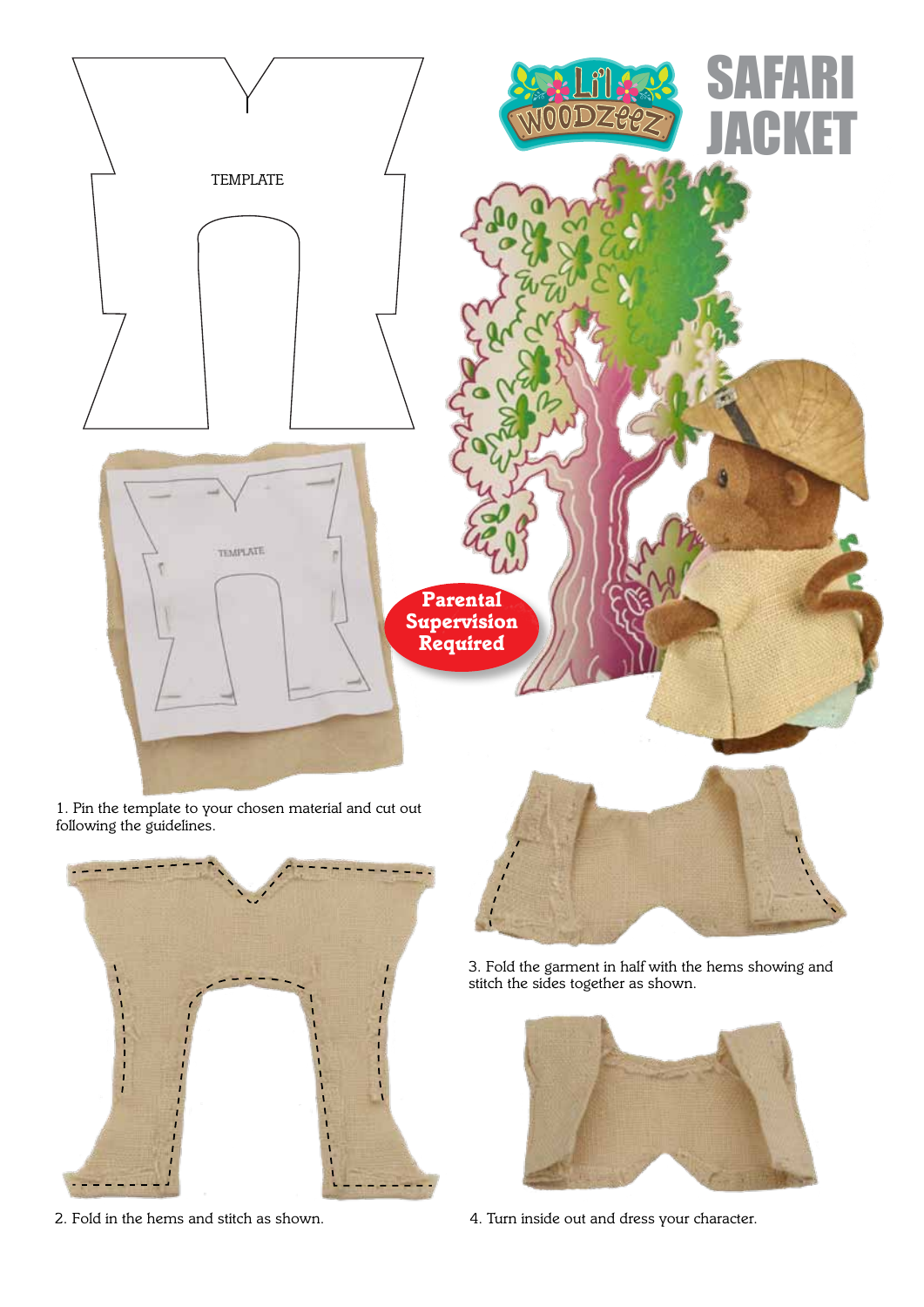# SAFARI JACKET

Li'l Woodzeez

TEMPLATE

**Parental Supervision Required**

1. Pin the template to your chosen material and cut out following the guidelines.

2. Fold in the hems and stitch as shown.

3. Fold the garment in half with the hems showing and stitch the sides together as shown.

4. Turn inside out and dress your character.